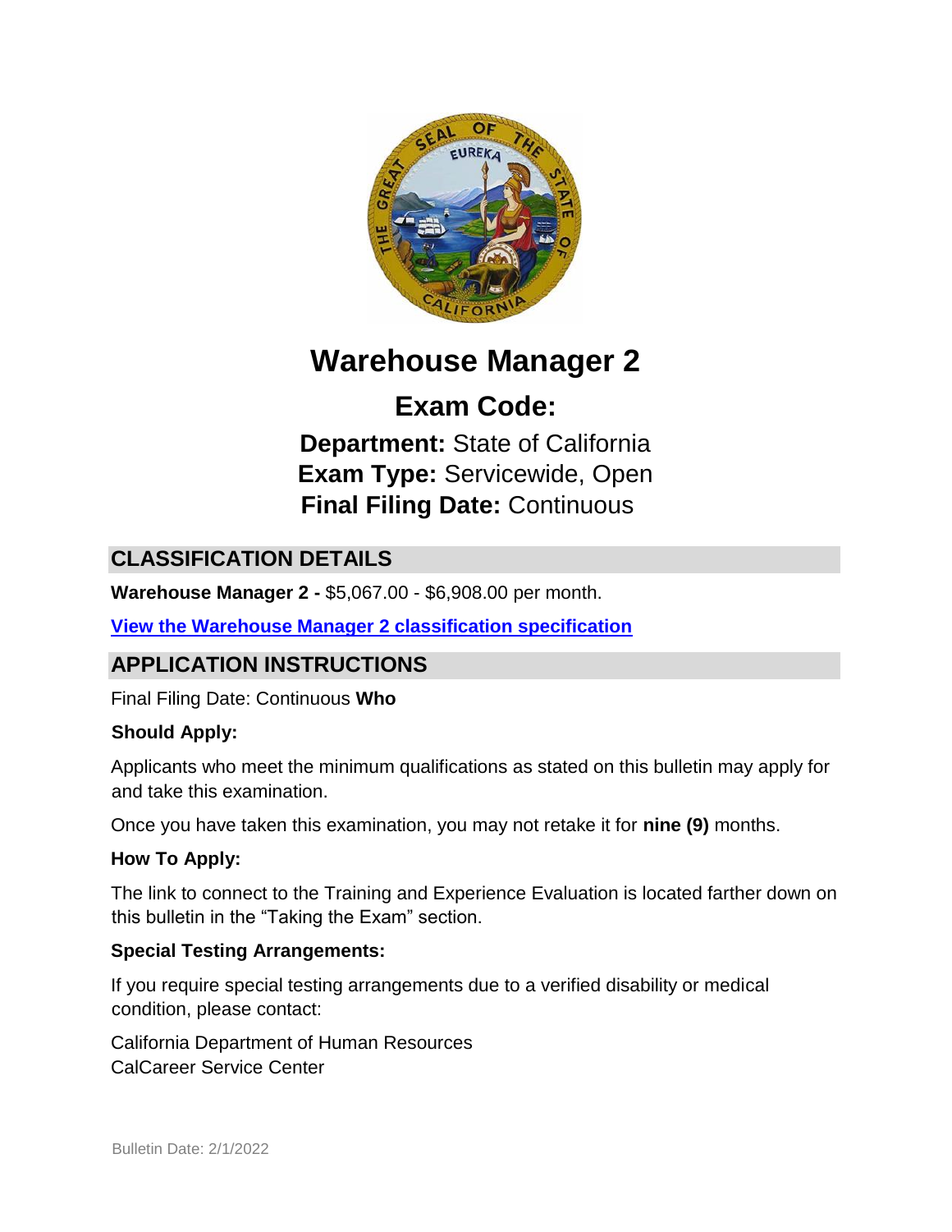# Warehouse Manager 2

## Exam Code:

**Department:** State of California
**Exam Type:** Servicewide, Open
**Final Filing Date:** Continuous

## CLASSIFICATION DETAILS

**Warehouse Manager 2 -** $5,067.00 - $6,908.00 per month.

**View the Warehouse Manager 2 classification specification**

## APPLICATION INSTRUCTIONS

Final Filing Date: Continuous **Who**

**Should Apply:**

Applicants who meet the minimum qualifications as stated on this bulletin may apply for and take this examination.

Once you have taken this examination, you may not retake it for **nine (9)** months.

**How To Apply:**

The link to connect to the Training and Experience Evaluation is located farther down on this bulletin in the "Taking the Exam" section.

**Special Testing Arrangements:**

If you require special testing arrangements due to a verified disability or medical condition, please contact:

California Department of Human Resources
CalCareer Service Center

Bulletin Date: 2/1/2022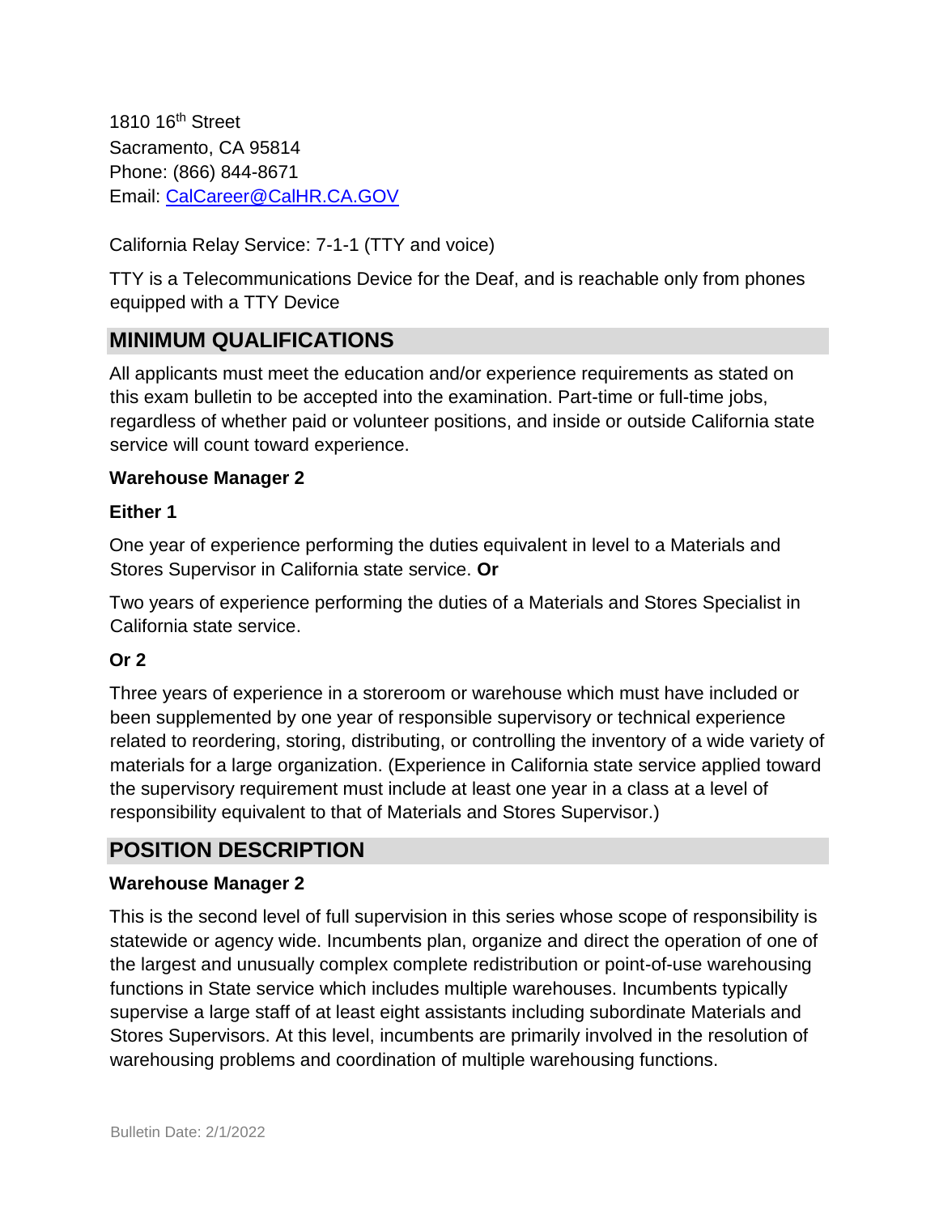1810 16th Street
Sacramento, CA 95814
Phone: (866) 844-8671
Email: CalCareer@CalHR.CA.GOV

California Relay Service: 7-1-1 (TTY and voice)

TTY is a Telecommunications Device for the Deaf, and is reachable only from phones equipped with a TTY Device

## MINIMUM QUALIFICATIONS

All applicants must meet the education and/or experience requirements as stated on this exam bulletin to be accepted into the examination. Part-time or full-time jobs, regardless of whether paid or volunteer positions, and inside or outside California state service will count toward experience.

**Warehouse Manager 2**

**Either 1**

One year of experience performing the duties equivalent in level to a Materials and Stores Supervisor in California state service. **Or**

Two years of experience performing the duties of a Materials and Stores Specialist in California state service.

**Or 2**

Three years of experience in a storeroom or warehouse which must have included or been supplemented by one year of responsible supervisory or technical experience related to reordering, storing, distributing, or controlling the inventory of a wide variety of materials for a large organization. (Experience in California state service applied toward the supervisory requirement must include at least one year in a class at a level of responsibility equivalent to that of Materials and Stores Supervisor.)

## POSITION DESCRIPTION

**Warehouse Manager 2**

This is the second level of full supervision in this series whose scope of responsibility is statewide or agency wide. Incumbents plan, organize and direct the operation of one of the largest and unusually complex complete redistribution or point-of-use warehousing functions in State service which includes multiple warehouses. Incumbents typically supervise a large staff of at least eight assistants including subordinate Materials and Stores Supervisors. At this level, incumbents are primarily involved in the resolution of warehousing problems and coordination of multiple warehousing functions.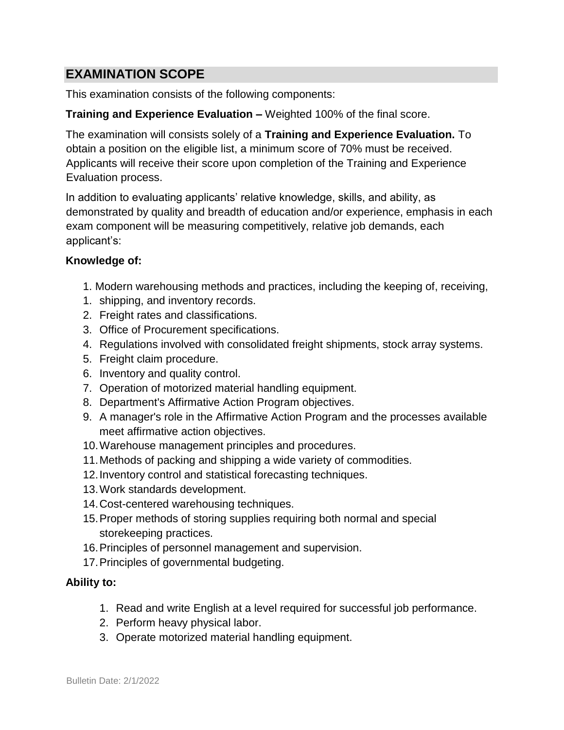## EXAMINATION SCOPE

This examination consists of the following components:

**Training and Experience Evaluation –** Weighted 100% of the final score.

The examination will consists solely of a **Training and Experience Evaluation.** To obtain a position on the eligible list, a minimum score of 70% must be received. Applicants will receive their score upon completion of the Training and Experience Evaluation process.

In addition to evaluating applicants' relative knowledge, skills, and ability, as demonstrated by quality and breadth of education and/or experience, emphasis in each exam component will be measuring competitively, relative job demands, each applicant's:

**Knowledge of:**

1. Modern warehousing methods and practices, including the keeping of, receiving,
1. shipping, and inventory records.
2. Freight rates and classifications.
3. Office of Procurement specifications.
4. Regulations involved with consolidated freight shipments, stock array systems.
5. Freight claim procedure.
6. Inventory and quality control.
7. Operation of motorized material handling equipment.
8. Department's Affirmative Action Program objectives.
9. A manager's role in the Affirmative Action Program and the processes available meet affirmative action objectives.
10. Warehouse management principles and procedures.
11. Methods of packing and shipping a wide variety of commodities.
12. Inventory control and statistical forecasting techniques.
13. Work standards development.
14. Cost-centered warehousing techniques.
15. Proper methods of storing supplies requiring both normal and special storekeeping practices.
16. Principles of personnel management and supervision.
17. Principles of governmental budgeting.

**Ability to:**

1. Read and write English at a level required for successful job performance.
2. Perform heavy physical labor.
3. Operate motorized material handling equipment.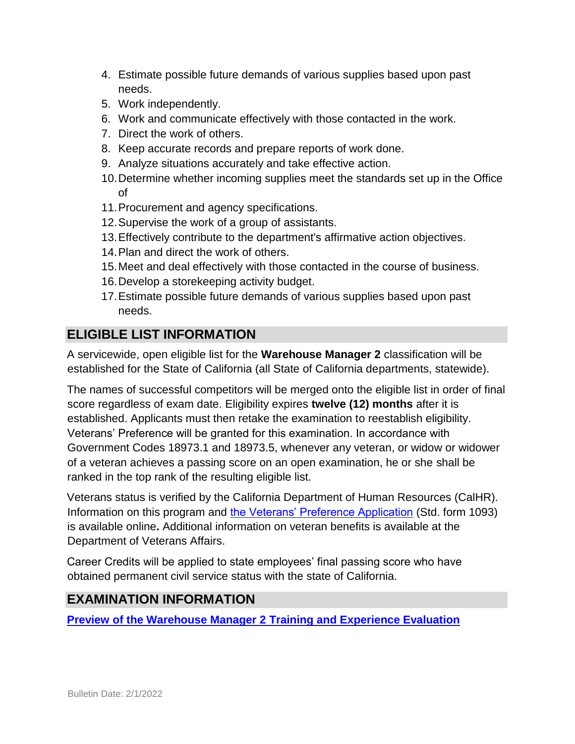4. Estimate possible future demands of various supplies based upon past needs.
5. Work independently.
6. Work and communicate effectively with those contacted in the work.
7. Direct the work of others.
8. Keep accurate records and prepare reports of work done.
9. Analyze situations accurately and take effective action.
10. Determine whether incoming supplies meet the standards set up in the Office of
11. Procurement and agency specifications.
12. Supervise the work of a group of assistants.
13. Effectively contribute to the department's affirmative action objectives.
14. Plan and direct the work of others.
15. Meet and deal effectively with those contacted in the course of business.
16. Develop a storekeeping activity budget.
17. Estimate possible future demands of various supplies based upon past needs.

## ELIGIBLE LIST INFORMATION

A servicewide, open eligible list for the **Warehouse Manager 2** classification will be established for the State of California (all State of California departments, statewide).

The names of successful competitors will be merged onto the eligible list in order of final score regardless of exam date. Eligibility expires **twelve (12) months** after it is established. Applicants must then retake the examination to reestablish eligibility. Veterans' Preference will be granted for this examination. In accordance with Government Codes 18973.1 and 18973.5, whenever any veteran, or widow or widower of a veteran achieves a passing score on an open examination, he or she shall be ranked in the top rank of the resulting eligible list.

Veterans status is verified by the California Department of Human Resources (CalHR). Information on this program and the Veterans' Preference Application (Std. form 1093) is available online**.** Additional information on veteran benefits is available at the Department of Veterans Affairs.

Career Credits will be applied to state employees' final passing score who have obtained permanent civil service status with the state of California.

## EXAMINATION INFORMATION

**Preview of the Warehouse Manager 2 Training and Experience Evaluation**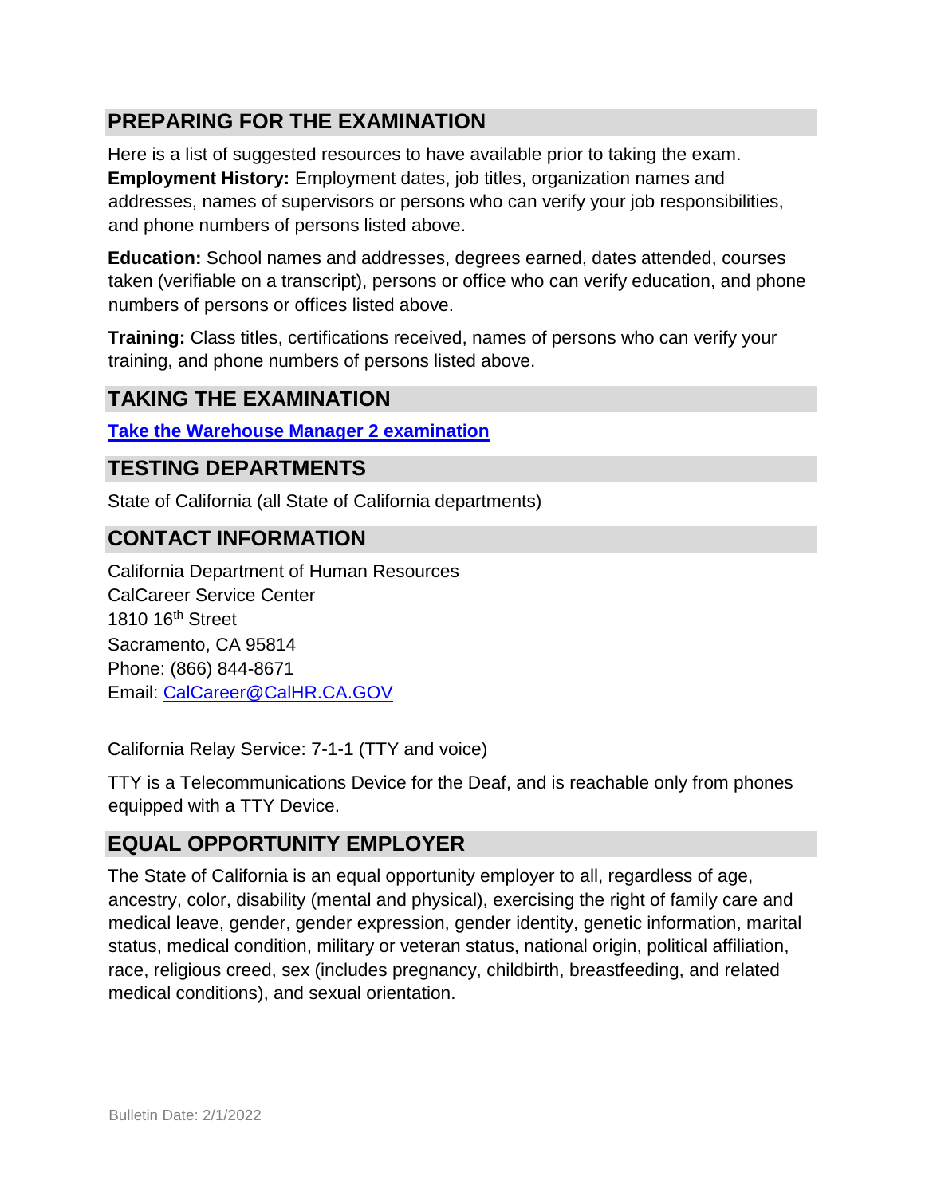## PREPARING FOR THE EXAMINATION

Here is a list of suggested resources to have available prior to taking the exam.

**Employment History:** Employment dates, job titles, organization names and addresses, names of supervisors or persons who can verify your job responsibilities, and phone numbers of persons listed above.

**Education:** School names and addresses, degrees earned, dates attended, courses taken (verifiable on a transcript), persons or office who can verify education, and phone numbers of persons or offices listed above.

**Training:** Class titles, certifications received, names of persons who can verify your training, and phone numbers of persons listed above.

## TAKING THE EXAMINATION

**[Take the Warehouse Manager 2 examination]**

## TESTING DEPARTMENTS

State of California (all State of California departments)

## CONTACT INFORMATION

California Department of Human Resources
CalCareer Service Center
1810 16th Street
Sacramento, CA 95814
Phone: (866) 844-8671
Email: CalCareer@CalHR.CA.GOV

California Relay Service: 7-1-1 (TTY and voice)

TTY is a Telecommunications Device for the Deaf, and is reachable only from phones equipped with a TTY Device.

## EQUAL OPPORTUNITY EMPLOYER

The State of California is an equal opportunity employer to all, regardless of age, ancestry, color, disability (mental and physical), exercising the right of family care and medical leave, gender, gender expression, gender identity, genetic information, marital status, medical condition, military or veteran status, national origin, political affiliation, race, religious creed, sex (includes pregnancy, childbirth, breastfeeding, and related medical conditions), and sexual orientation.

Bulletin Date: 2/1/2022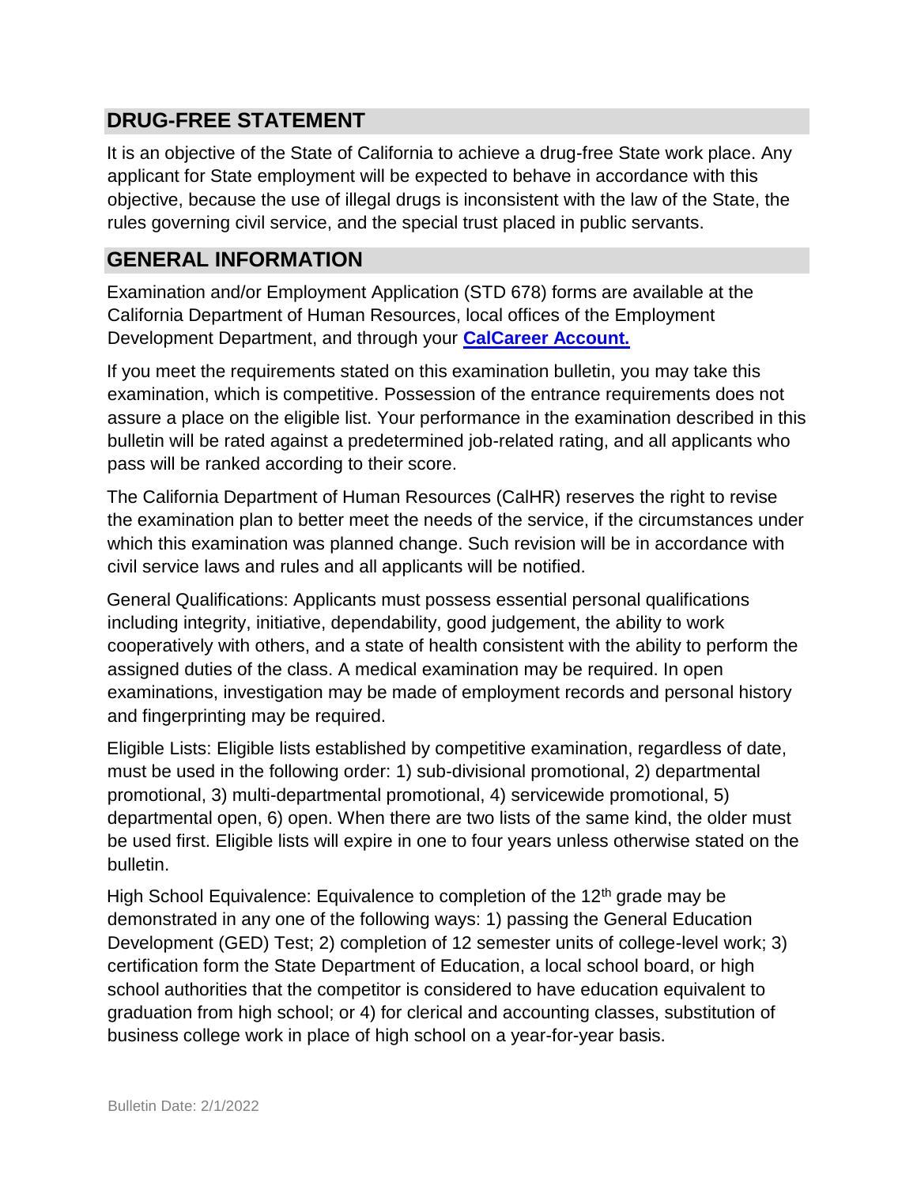## DRUG-FREE STATEMENT

It is an objective of the State of California to achieve a drug-free State work place. Any applicant for State employment will be expected to behave in accordance with this objective, because the use of illegal drugs is inconsistent with the law of the State, the rules governing civil service, and the special trust placed in public servants.

## GENERAL INFORMATION

Examination and/or Employment Application (STD 678) forms are available at the California Department of Human Resources, local offices of the Employment Development Department, and through your **CalCareer Account.**

If you meet the requirements stated on this examination bulletin, you may take this examination, which is competitive. Possession of the entrance requirements does not assure a place on the eligible list. Your performance in the examination described in this bulletin will be rated against a predetermined job-related rating, and all applicants who pass will be ranked according to their score.

The California Department of Human Resources (CalHR) reserves the right to revise the examination plan to better meet the needs of the service, if the circumstances under which this examination was planned change. Such revision will be in accordance with civil service laws and rules and all applicants will be notified.

General Qualifications: Applicants must possess essential personal qualifications including integrity, initiative, dependability, good judgement, the ability to work cooperatively with others, and a state of health consistent with the ability to perform the assigned duties of the class. A medical examination may be required. In open examinations, investigation may be made of employment records and personal history and fingerprinting may be required.

Eligible Lists: Eligible lists established by competitive examination, regardless of date, must be used in the following order: 1) sub-divisional promotional, 2) departmental promotional, 3) multi-departmental promotional, 4) servicewide promotional, 5) departmental open, 6) open. When there are two lists of the same kind, the older must be used first. Eligible lists will expire in one to four years unless otherwise stated on the bulletin.

High School Equivalence: Equivalence to completion of the 12th grade may be demonstrated in any one of the following ways: 1) passing the General Education Development (GED) Test; 2) completion of 12 semester units of college-level work; 3) certification form the State Department of Education, a local school board, or high school authorities that the competitor is considered to have education equivalent to graduation from high school; or 4) for clerical and accounting classes, substitution of business college work in place of high school on a year-for-year basis.

Bulletin Date: 2/1/2022